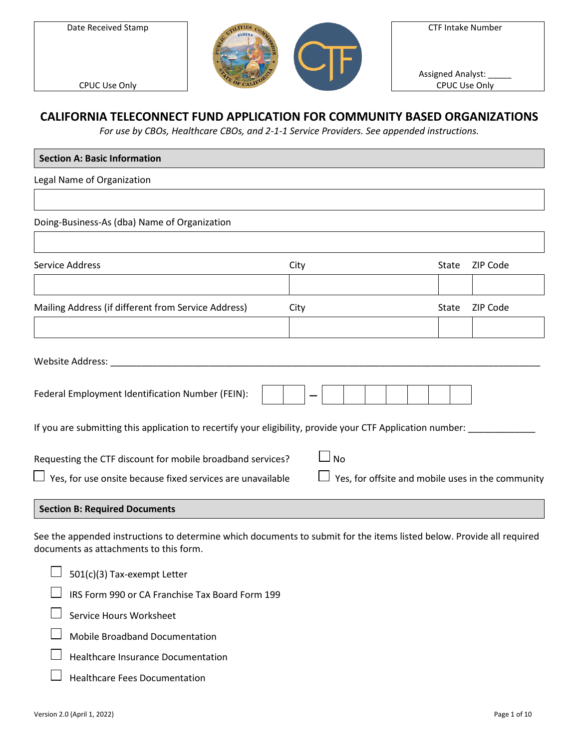| Date Received Stamp | CTF Intake Number |
|---|---|
| CPUC Use Only | Assigned Analyst: _____ CPUC Use Only |

# CALIFORNIA TELECONNECT FUND APPLICATION FOR COMMUNITY BASED ORGANIZATIONS

*For use by CBOs, Healthcare CBOs, and 2-1-1 Service Providers. See appended instructions.*

## Section A: Basic Information

Legal Name of Organization

| |
|---|

Doing-Business-As (dba) Name of Organization

| |
|---|

| Service Address | City | State | ZIP Code |
|---|---|---|---|
| | | | |

| Mailing Address (if different from Service Address) | City | State | ZIP Code |
|---|---|---|---|
| | | | |

Website Address: ______________________________________________________________________________

Federal Employment Identification Number (FEIN): __ __ – __ __ __ __ __ __ __

If you are submitting this application to recertify your eligibility, provide your CTF Application number: ____________

Requesting the CTF discount for mobile broadband services?

☐ No

☐ Yes, for use onsite because fixed services are unavailable

☐ Yes, for offsite and mobile uses in the community

## Section B: Required Documents

See the appended instructions to determine which documents to submit for the items listed below. Provide all required documents as attachments to this form.

- ☐ 501(c)(3) Tax-exempt Letter
- ☐ IRS Form 990 or CA Franchise Tax Board Form 199
- ☐ Service Hours Worksheet
- ☐ Mobile Broadband Documentation
- ☐ Healthcare Insurance Documentation
- ☐ Healthcare Fees Documentation

Version 2.0 (April 1, 2022)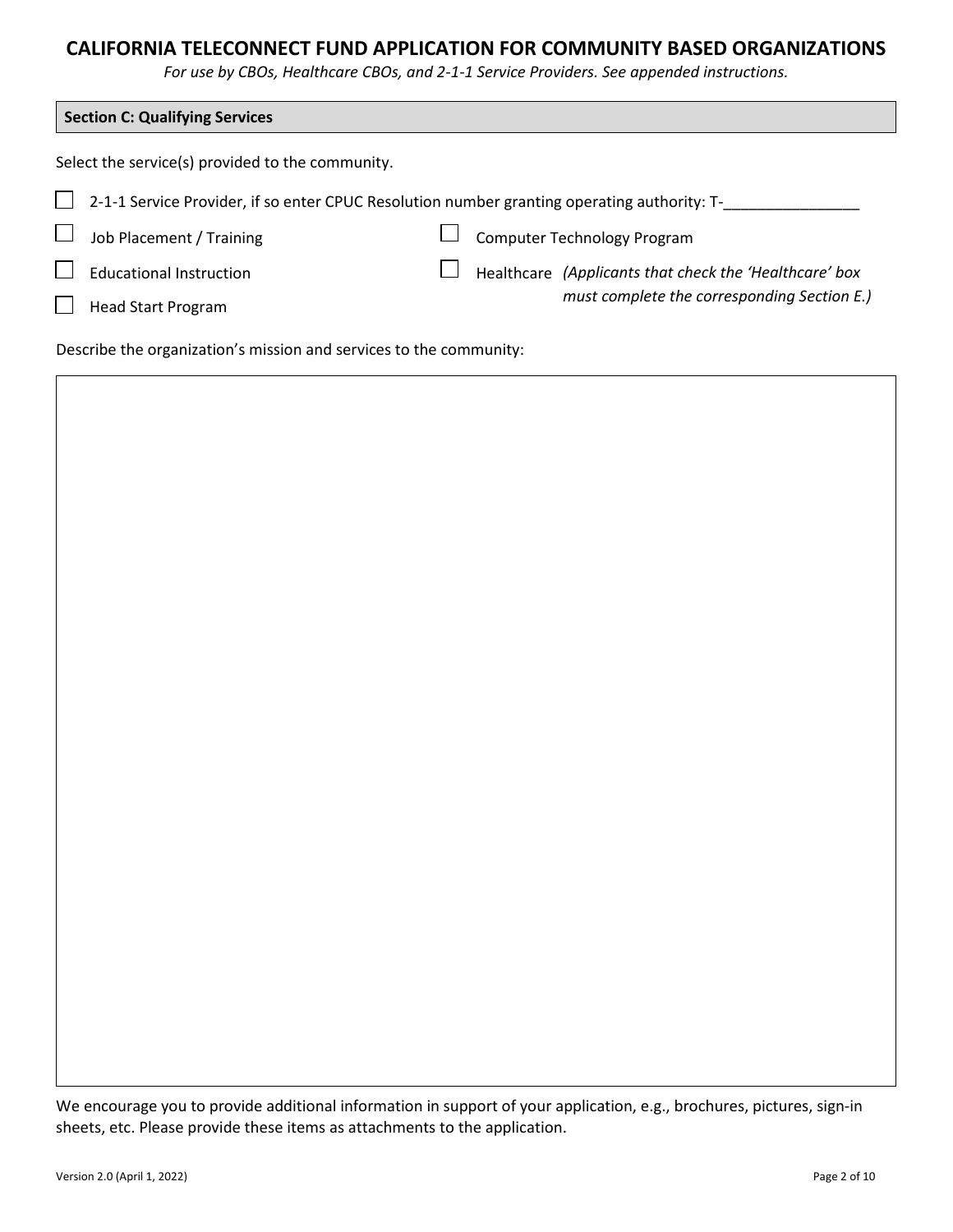# CALIFORNIA TELECONNECT FUND APPLICATION FOR COMMUNITY BASED ORGANIZATIONS

*For use by CBOs, Healthcare CBOs, and 2-1-1 Service Providers. See appended instructions.*

## Section C: Qualifying Services

Select the service(s) provided to the community.

- ☐ 2-1-1 Service Provider, if so enter CPUC Resolution number granting operating authority: T-________________
- ☐ Job Placement / Training
- ☐ Educational Instruction
- ☐ Head Start Program
- ☐ Computer Technology Program
- ☐ Healthcare *(Applicants that check the 'Healthcare' box must complete the corresponding Section E.)*

Describe the organization's mission and services to the community:

We encourage you to provide additional information in support of your application, e.g., brochures, pictures, sign-in sheets, etc. Please provide these items as attachments to the application.

Version 2.0 (April 1, 2022)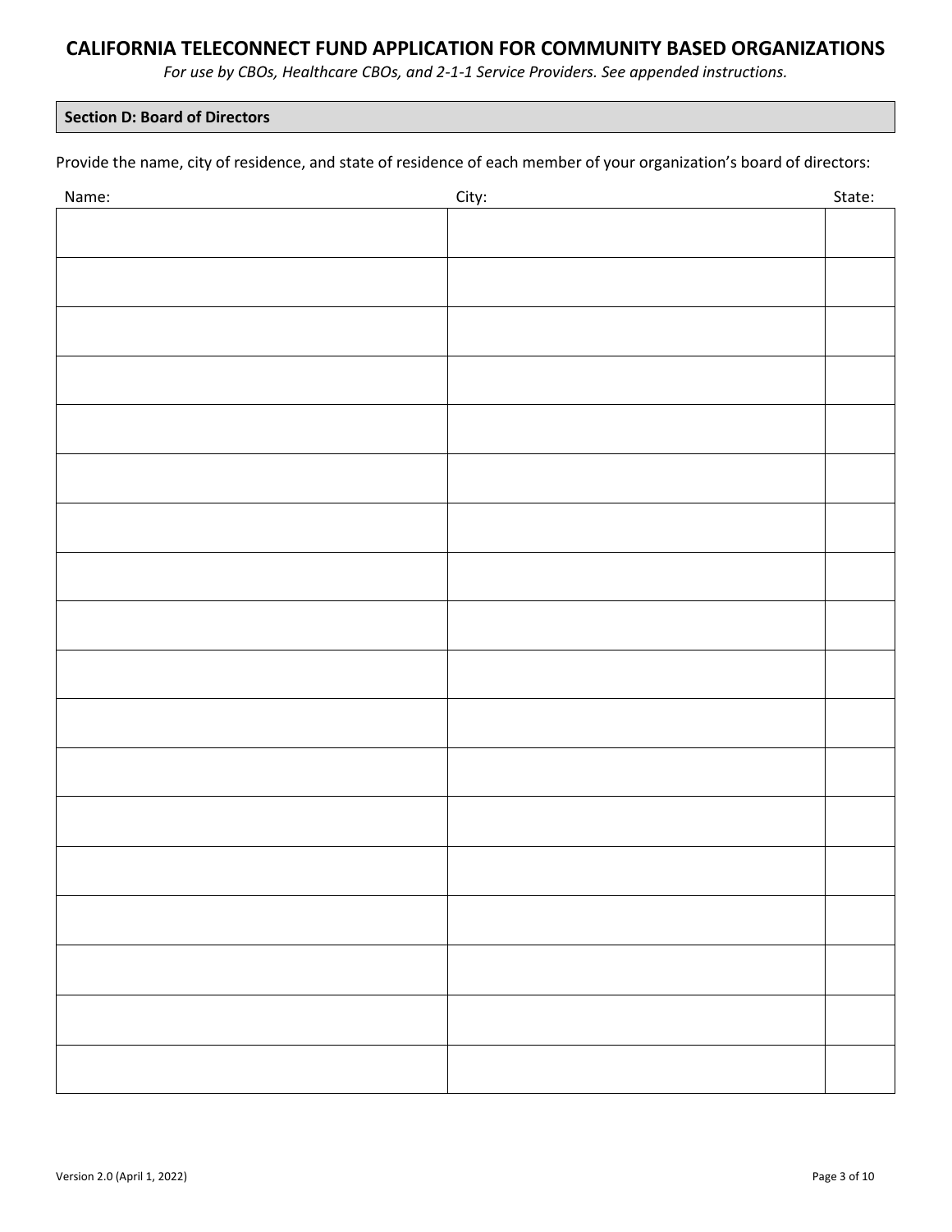# CALIFORNIA TELECONNECT FUND APPLICATION FOR COMMUNITY BASED ORGANIZATIONS

*For use by CBOs, Healthcare CBOs, and 2-1-1 Service Providers. See appended instructions.*

## Section D: Board of Directors

Provide the name, city of residence, and state of residence of each member of your organization's board of directors:

| Name: | City: | State: |
|---|---|---|
| | | |
| | | |
| | | |
| | | |
| | | |
| | | |
| | | |
| | | |
| | | |
| | | |
| | | |
| | | |
| | | |
| | | |
| | | |
| | | |
| | | |
| | | |

Version 2.0 (April 1, 2022)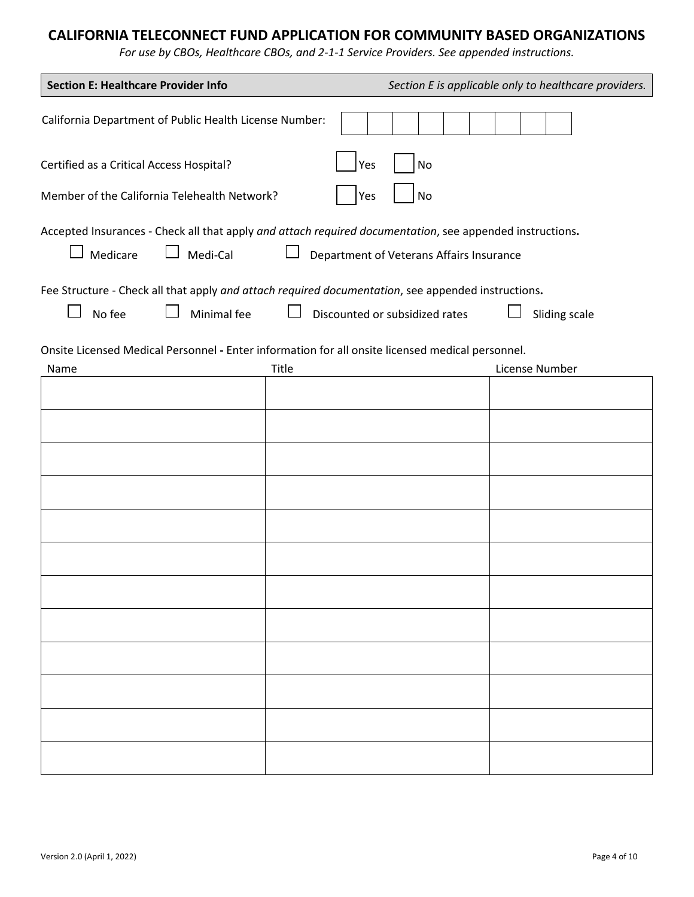# CALIFORNIA TELECONNECT FUND APPLICATION FOR COMMUNITY BASED ORGANIZATIONS

*For use by CBOs, Healthcare CBOs, and 2-1-1 Service Providers. See appended instructions.*

## Section E: Healthcare Provider Info

*Section E is applicable only to healthcare providers.*

California Department of Public Health License Number: | | | | | | | | | |

Certified as a Critical Access Hospital? ☐ Yes ☐ No

Member of the California Telehealth Network? ☐ Yes ☐ No

Accepted Insurances - Check all that apply *and attach required documentation*, see appended instructions**.**

☐ Medicare ☐ Medi-Cal ☐ Department of Veterans Affairs Insurance

Fee Structure - Check all that apply *and attach required documentation*, see appended instructions**.**

☐ No fee ☐ Minimal fee ☐ Discounted or subsidized rates ☐ Sliding scale

Onsite Licensed Medical Personnel **-** Enter information for all onsite licensed medical personnel.

| Name | Title | License Number |
|---|---|---|
| | | |
| | | |
| | | |
| | | |
| | | |
| | | |
| | | |
| | | |
| | | |
| | | |
| | | |
| | | |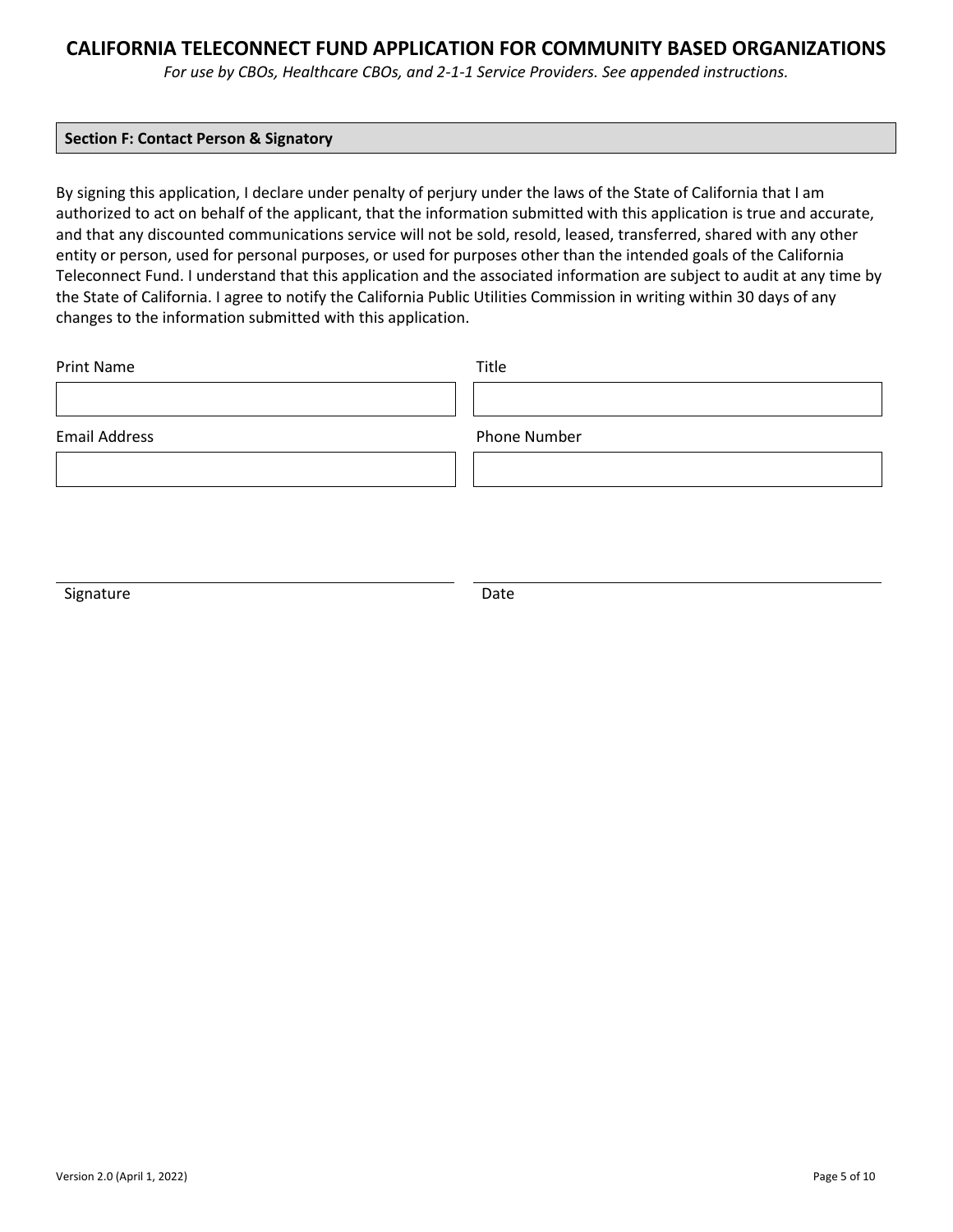# CALIFORNIA TELECONNECT FUND APPLICATION FOR COMMUNITY BASED ORGANIZATIONS

*For use by CBOs, Healthcare CBOs, and 2-1-1 Service Providers. See appended instructions.*

## Section F: Contact Person & Signatory

By signing this application, I declare under penalty of perjury under the laws of the State of California that I am authorized to act on behalf of the applicant, that the information submitted with this application is true and accurate, and that any discounted communications service will not be sold, resold, leased, transferred, shared with any other entity or person, used for personal purposes, or used for purposes other than the intended goals of the California Teleconnect Fund. I understand that this application and the associated information are subject to audit at any time by the State of California. I agree to notify the California Public Utilities Commission in writing within 30 days of any changes to the information submitted with this application.

| Print Name | Title |
| --- | --- |
| | |

| Email Address | Phone Number |
| --- | --- |
| | |

| | |
| --- | --- |
| Signature | Date |

Version 2.0 (April 1, 2022)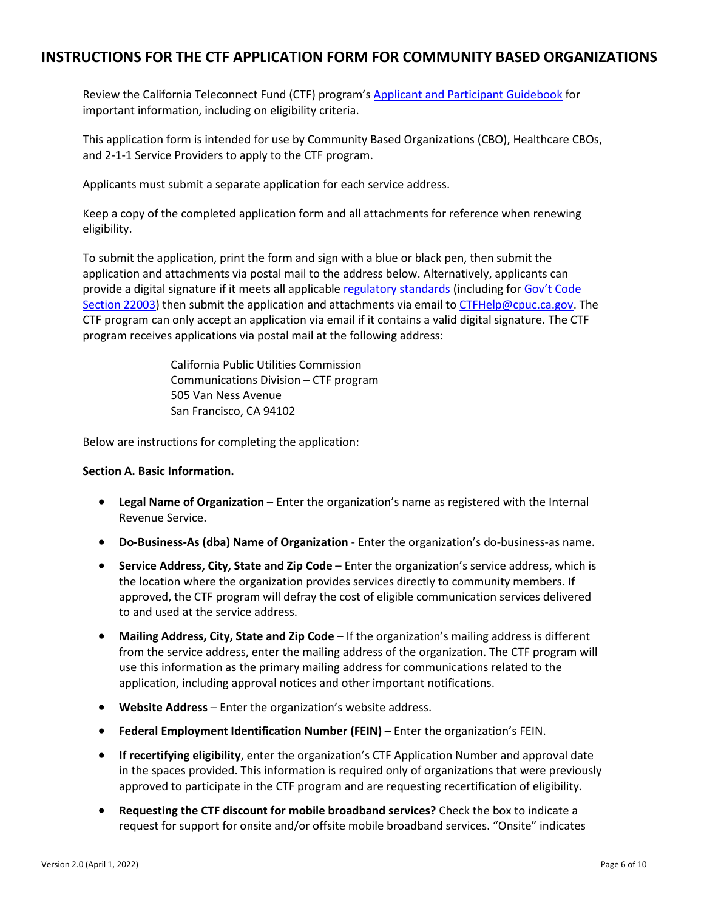## INSTRUCTIONS FOR THE CTF APPLICATION FORM FOR COMMUNITY BASED ORGANIZATIONS

Review the California Teleconnect Fund (CTF) program's [Applicant and Participant Guidebook] for important information, including on eligibility criteria.

This application form is intended for use by Community Based Organizations (CBO), Healthcare CBOs, and 2-1-1 Service Providers to apply to the CTF program.

Applicants must submit a separate application for each service address.

Keep a copy of the completed application form and all attachments for reference when renewing eligibility.

To submit the application, print the form and sign with a blue or black pen, then submit the application and attachments via postal mail to the address below. Alternatively, applicants can provide a digital signature if it meets all applicable [regulatory standards] (including for [Gov't Code Section 22003]) then submit the application and attachments via email to [CTFHelp@cpuc.ca.gov]. The CTF program can only accept an application via email if it contains a valid digital signature. The CTF program receives applications via postal mail at the following address:

> California Public Utilities Commission
> Communications Division – CTF program
> 505 Van Ness Avenue
> San Francisco, CA 94102

Below are instructions for completing the application:

**Section A. Basic Information.**

- **Legal Name of Organization** – Enter the organization's name as registered with the Internal Revenue Service.
- **Do-Business-As (dba) Name of Organization** - Enter the organization's do-business-as name.
- **Service Address, City, State and Zip Code** – Enter the organization's service address, which is the location where the organization provides services directly to community members. If approved, the CTF program will defray the cost of eligible communication services delivered to and used at the service address.
- **Mailing Address, City, State and Zip Code** – If the organization's mailing address is different from the service address, enter the mailing address of the organization. The CTF program will use this information as the primary mailing address for communications related to the application, including approval notices and other important notifications.
- **Website Address** – Enter the organization's website address.
- **Federal Employment Identification Number (FEIN) –** Enter the organization's FEIN.
- **If recertifying eligibility**, enter the organization's CTF Application Number and approval date in the spaces provided. This information is required only of organizations that were previously approved to participate in the CTF program and are requesting recertification of eligibility.
- **Requesting the CTF discount for mobile broadband services?** Check the box to indicate a request for support for onsite and/or offsite mobile broadband services. "Onsite" indicates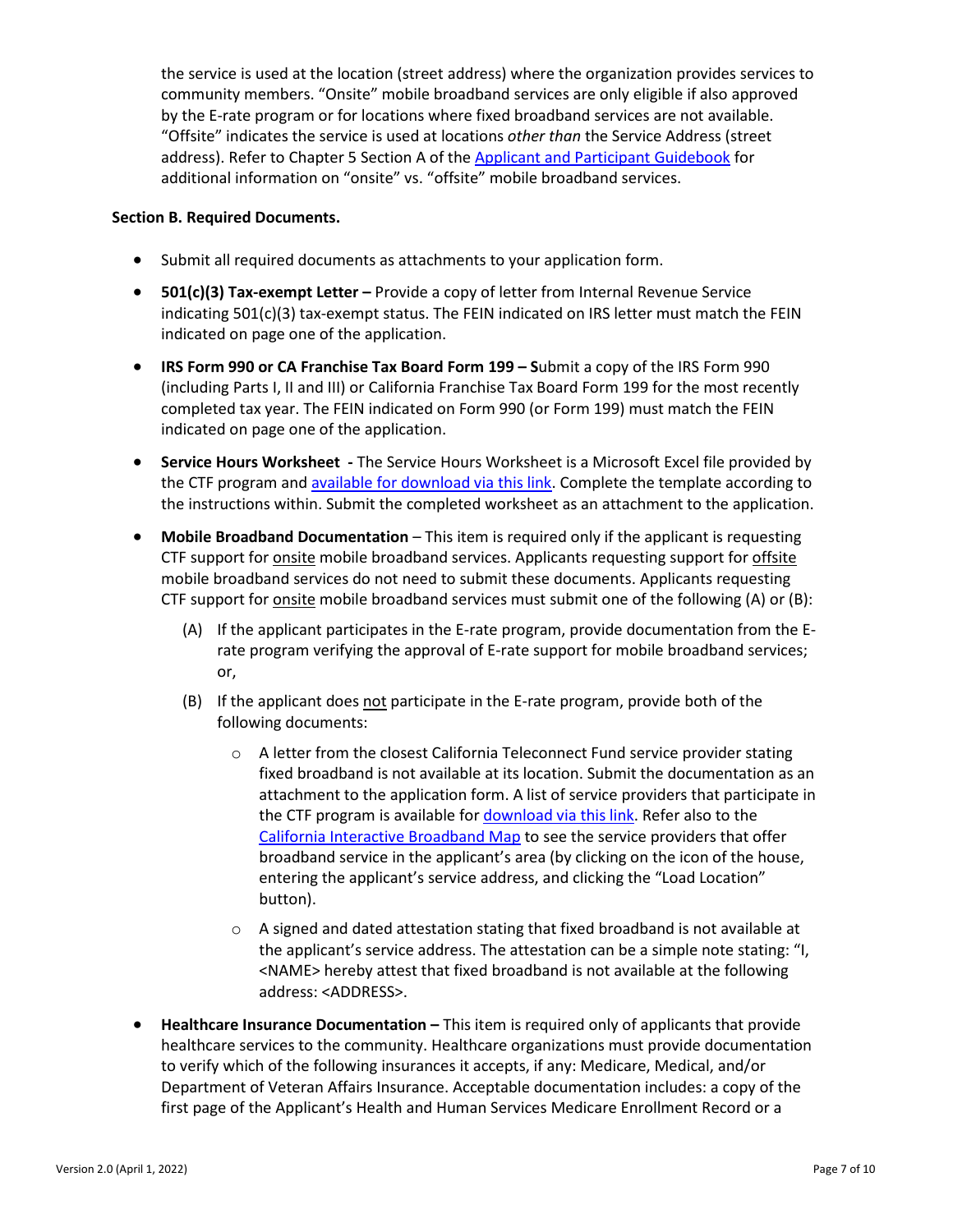the service is used at the location (street address) where the organization provides services to community members. "Onsite" mobile broadband services are only eligible if also approved by the E-rate program or for locations where fixed broadband services are not available. "Offsite" indicates the service is used at locations *other than* the Service Address (street address). Refer to Chapter 5 Section A of the [Applicant and Participant Guidebook] for additional information on "onsite" vs. "offsite" mobile broadband services.

**Section B. Required Documents.**

- Submit all required documents as attachments to your application form.
- **501(c)(3) Tax-exempt Letter –** Provide a copy of letter from Internal Revenue Service indicating 501(c)(3) tax-exempt status. The FEIN indicated on IRS letter must match the FEIN indicated on page one of the application.
- **IRS Form 990 or CA Franchise Tax Board Form 199 – S**ubmit a copy of the IRS Form 990 (including Parts I, II and III) or California Franchise Tax Board Form 199 for the most recently completed tax year. The FEIN indicated on Form 990 (or Form 199) must match the FEIN indicated on page one of the application.
- **Service Hours Worksheet -** The Service Hours Worksheet is a Microsoft Excel file provided by the CTF program and [available for download via this link]. Complete the template according to the instructions within. Submit the completed worksheet as an attachment to the application.
- **Mobile Broadband Documentation** – This item is required only if the applicant is requesting CTF support for onsite mobile broadband services. Applicants requesting support for offsite mobile broadband services do not need to submit these documents. Applicants requesting CTF support for onsite mobile broadband services must submit one of the following (A) or (B):
  - (A) If the applicant participates in the E-rate program, provide documentation from the E-rate program verifying the approval of E-rate support for mobile broadband services; or,
  - (B) If the applicant does not participate in the E-rate program, provide both of the following documents:
    - A letter from the closest California Teleconnect Fund service provider stating fixed broadband is not available at its location. Submit the documentation as an attachment to the application form. A list of service providers that participate in the CTF program is available for [download via this link]. Refer also to the [California Interactive Broadband Map] to see the service providers that offer broadband service in the applicant's area (by clicking on the icon of the house, entering the applicant's service address, and clicking the "Load Location" button).
    - A signed and dated attestation stating that fixed broadband is not available at the applicant's service address. The attestation can be a simple note stating: "I, <NAME> hereby attest that fixed broadband is not available at the following address: <ADDRESS>.
- **Healthcare Insurance Documentation –** This item is required only of applicants that provide healthcare services to the community. Healthcare organizations must provide documentation to verify which of the following insurances it accepts, if any: Medicare, Medical, and/or Department of Veteran Affairs Insurance. Acceptable documentation includes: a copy of the first page of the Applicant's Health and Human Services Medicare Enrollment Record or a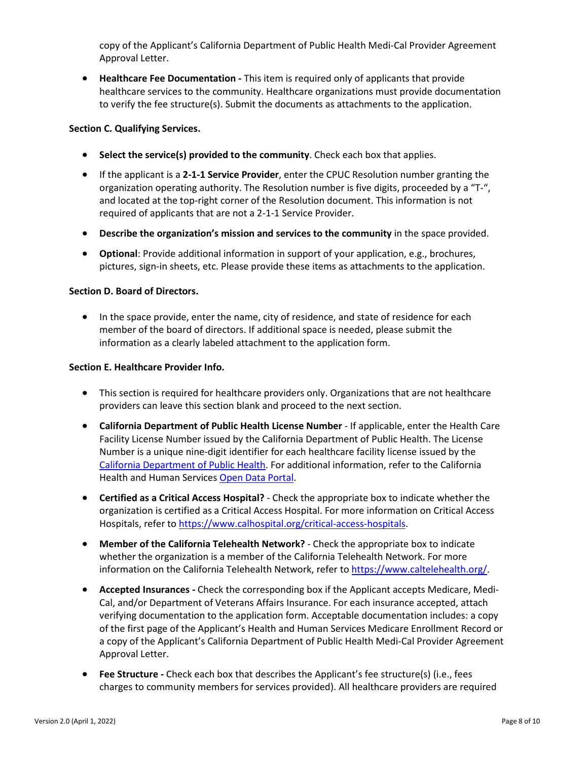copy of the Applicant's California Department of Public Health Medi-Cal Provider Agreement Approval Letter.

- **Healthcare Fee Documentation -** This item is required only of applicants that provide healthcare services to the community. Healthcare organizations must provide documentation to verify the fee structure(s). Submit the documents as attachments to the application.

**Section C. Qualifying Services.**

- **Select the service(s) provided to the community**. Check each box that applies.
- If the applicant is a **2-1-1 Service Provider**, enter the CPUC Resolution number granting the organization operating authority. The Resolution number is five digits, proceeded by a "T-", and located at the top-right corner of the Resolution document. This information is not required of applicants that are not a 2-1-1 Service Provider.
- **Describe the organization's mission and services to the community** in the space provided.
- **Optional**: Provide additional information in support of your application, e.g., brochures, pictures, sign-in sheets, etc. Please provide these items as attachments to the application.

**Section D. Board of Directors.**

- In the space provide, enter the name, city of residence, and state of residence for each member of the board of directors. If additional space is needed, please submit the information as a clearly labeled attachment to the application form.

**Section E. Healthcare Provider Info.**

- This section is required for healthcare providers only. Organizations that are not healthcare providers can leave this section blank and proceed to the next section.
- **California Department of Public Health License Number** - If applicable, enter the Health Care Facility License Number issued by the California Department of Public Health. The License Number is a unique nine-digit identifier for each healthcare facility license issued by the California Department of Public Health. For additional information, refer to the California Health and Human Services Open Data Portal.
- **Certified as a Critical Access Hospital?** - Check the appropriate box to indicate whether the organization is certified as a Critical Access Hospital. For more information on Critical Access Hospitals, refer to https://www.calhospital.org/critical-access-hospitals.
- **Member of the California Telehealth Network?** - Check the appropriate box to indicate whether the organization is a member of the California Telehealth Network. For more information on the California Telehealth Network, refer to https://www.caltelehealth.org/.
- **Accepted Insurances -** Check the corresponding box if the Applicant accepts Medicare, Medi-Cal, and/or Department of Veterans Affairs Insurance. For each insurance accepted, attach verifying documentation to the application form. Acceptable documentation includes: a copy of the first page of the Applicant's Health and Human Services Medicare Enrollment Record or a copy of the Applicant's California Department of Public Health Medi-Cal Provider Agreement Approval Letter.
- **Fee Structure -** Check each box that describes the Applicant's fee structure(s) (i.e., fees charges to community members for services provided). All healthcare providers are required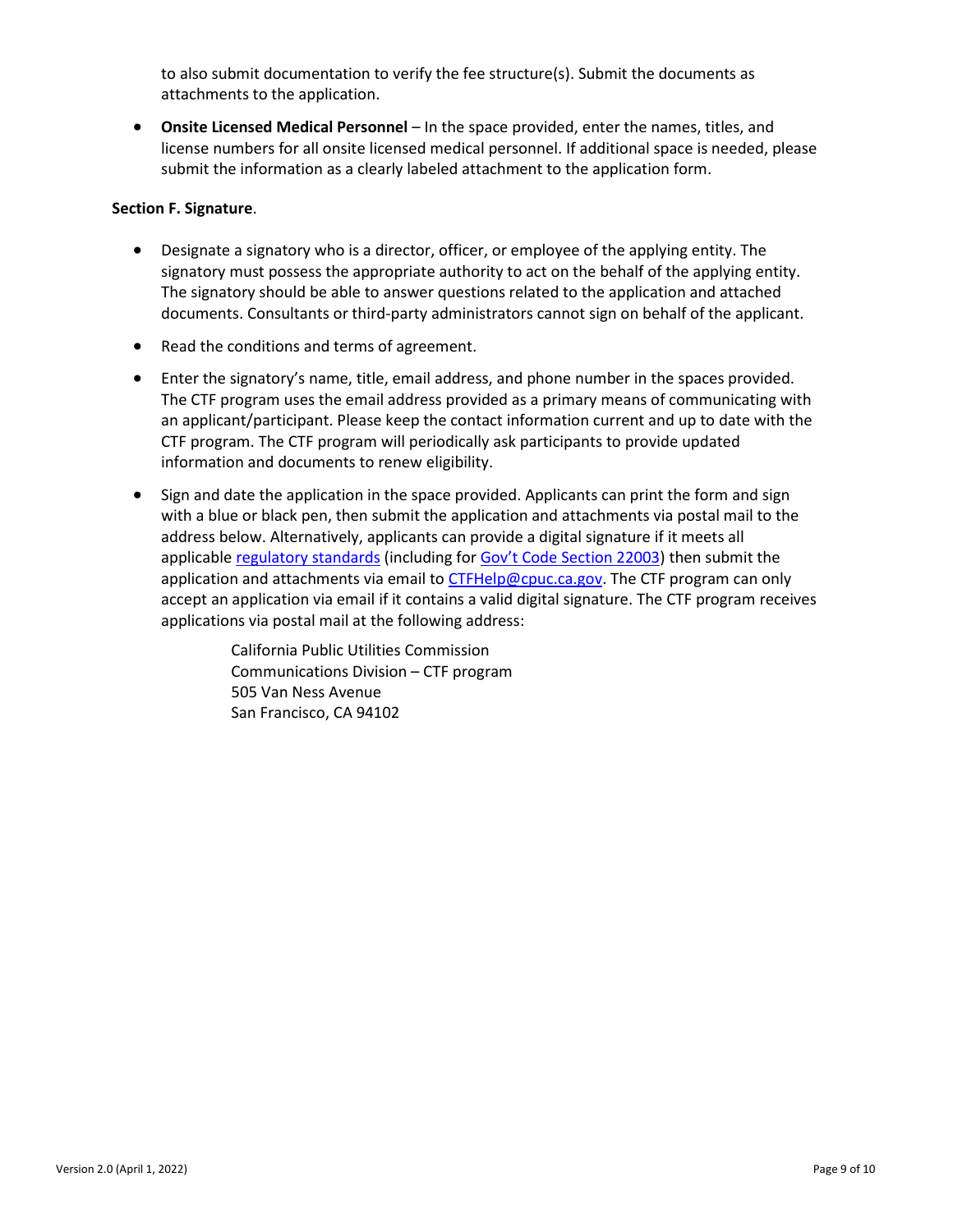to also submit documentation to verify the fee structure(s). Submit the documents as attachments to the application.

- **Onsite Licensed Medical Personnel** – In the space provided, enter the names, titles, and license numbers for all onsite licensed medical personnel. If additional space is needed, please submit the information as a clearly labeled attachment to the application form.

**Section F. Signature**.

- Designate a signatory who is a director, officer, or employee of the applying entity. The signatory must possess the appropriate authority to act on the behalf of the applying entity. The signatory should be able to answer questions related to the application and attached documents. Consultants or third-party administrators cannot sign on behalf of the applicant.
- Read the conditions and terms of agreement.
- Enter the signatory's name, title, email address, and phone number in the spaces provided. The CTF program uses the email address provided as a primary means of communicating with an applicant/participant. Please keep the contact information current and up to date with the CTF program. The CTF program will periodically ask participants to provide updated information and documents to renew eligibility.
- Sign and date the application in the space provided. Applicants can print the form and sign with a blue or black pen, then submit the application and attachments via postal mail to the address below. Alternatively, applicants can provide a digital signature if it meets all applicable regulatory standards (including for Gov't Code Section 22003) then submit the application and attachments via email to CTFHelp@cpuc.ca.gov. The CTF program can only accept an application via email if it contains a valid digital signature. The CTF program receives applications via postal mail at the following address:

  California Public Utilities Commission
  Communications Division – CTF program
  505 Van Ness Avenue
  San Francisco, CA 94102